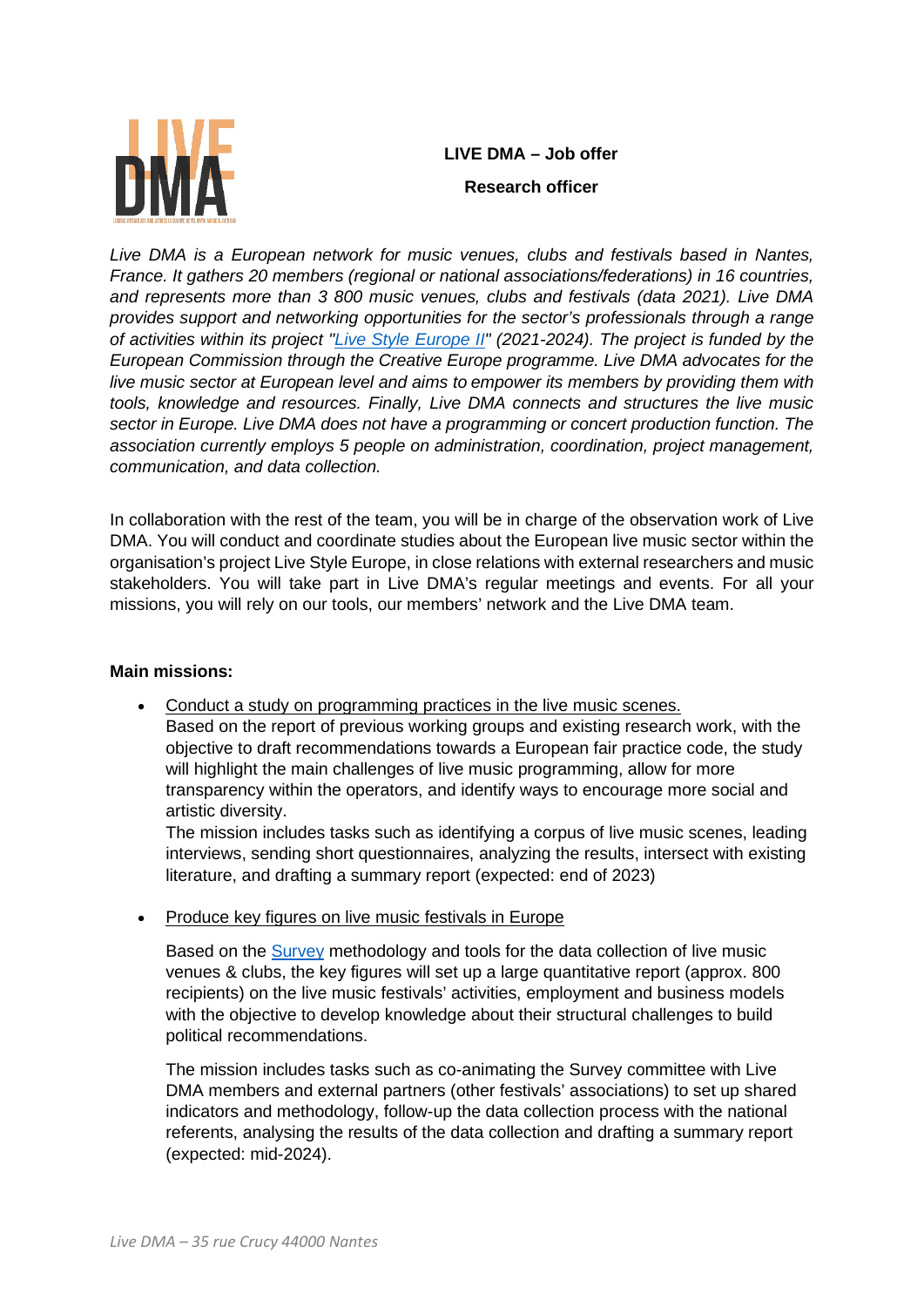**LIVE DMA – Job offer**

**Research officer**

*Live DMA is a European network for music venues, clubs and festivals based in Nantes, France. It gathers 20 members (regional or national associations/federations) in 16 countries, and represents more than 3 800 music venues, clubs and festivals (data 2021). Live DMA provides support and networking opportunities for the sector's professionals through a range of activities within its project "Live Style Europe II" (2021-2024). The project is funded by the European Commission through the Creative Europe programme. Live DMA advocates for the live music sector at European level and aims to empower its members by providing them with tools, knowledge and resources. Finally, Live DMA connects and structures the live music sector in Europe. Live DMA does not have a programming or concert production function. The association currently employs 5 people on administration, coordination, project management, communication, and data collection.*

In collaboration with the rest of the team, you will be in charge of the observation work of Live DMA. You will conduct and coordinate studies about the European live music sector within the organisation's project Live Style Europe, in close relations with external researchers and music stakeholders. You will take part in Live DMA's regular meetings and events. For all your missions, you will rely on our tools, our members' network and the Live DMA team.

**Main missions:**

- Conduct a study on programming practices in the live music scenes.
  Based on the report of previous working groups and existing research work, with the objective to draft recommendations towards a European fair practice code, the study will highlight the main challenges of live music programming, allow for more transparency within the operators, and identify ways to encourage more social and artistic diversity.
  The mission includes tasks such as identifying a corpus of live music scenes, leading interviews, sending short questionnaires, analyzing the results, intersect with existing literature, and drafting a summary report (expected: end of 2023)

- Produce key figures on live music festivals in Europe

  Based on the Survey methodology and tools for the data collection of live music venues & clubs, the key figures will set up a large quantitative report (approx. 800 recipients) on the live music festivals' activities, employment and business models with the objective to develop knowledge about their structural challenges to build political recommendations.

  The mission includes tasks such as co-animating the Survey committee with Live DMA members and external partners (other festivals' associations) to set up shared indicators and methodology, follow-up the data collection process with the national referents, analysing the results of the data collection and drafting a summary report (expected: mid-2024).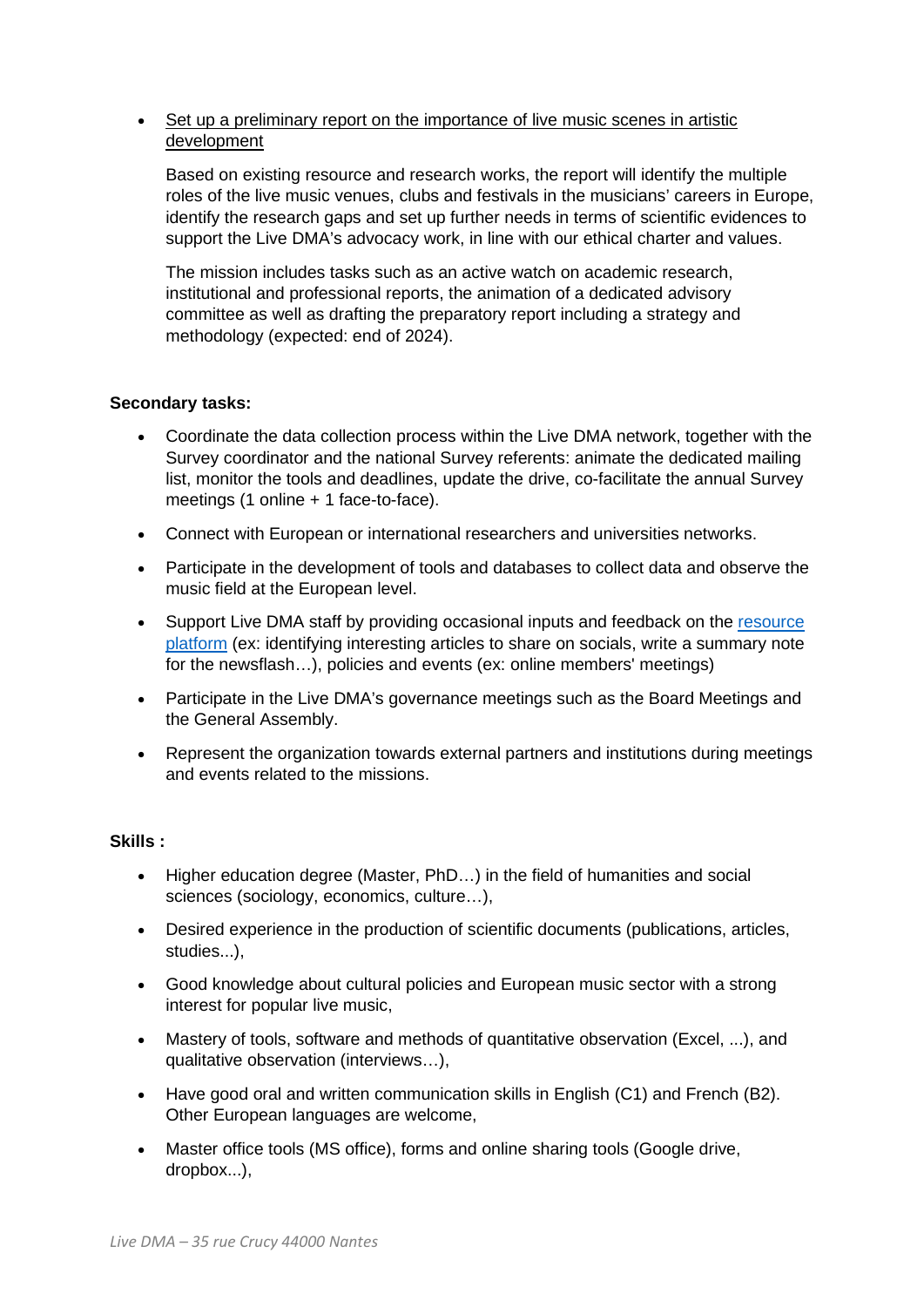- <u>Set up a preliminary report on the importance of live music scenes in artistic development</u>

  Based on existing resource and research works, the report will identify the multiple roles of the live music venues, clubs and festivals in the musicians' careers in Europe, identify the research gaps and set up further needs in terms of scientific evidences to support the Live DMA's advocacy work, in line with our ethical charter and values.

  The mission includes tasks such as an active watch on academic research, institutional and professional reports, the animation of a dedicated advisory committee as well as drafting the preparatory report including a strategy and methodology (expected: end of 2024).

**Secondary tasks:**

- Coordinate the data collection process within the Live DMA network, together with the Survey coordinator and the national Survey referents: animate the dedicated mailing list, monitor the tools and deadlines, update the drive, co-facilitate the annual Survey meetings (1 online + 1 face-to-face).
- Connect with European or international researchers and universities networks.
- Participate in the development of tools and databases to collect data and observe the music field at the European level.
- Support Live DMA staff by providing occasional inputs and feedback on the resource platform (ex: identifying interesting articles to share on socials, write a summary note for the newsflash…), policies and events (ex: online members' meetings)
- Participate in the Live DMA's governance meetings such as the Board Meetings and the General Assembly.
- Represent the organization towards external partners and institutions during meetings and events related to the missions.

**Skills :**

- Higher education degree (Master, PhD…) in the field of humanities and social sciences (sociology, economics, culture…),
- Desired experience in the production of scientific documents (publications, articles, studies...),
- Good knowledge about cultural policies and European music sector with a strong interest for popular live music,
- Mastery of tools, software and methods of quantitative observation (Excel, ...), and qualitative observation (interviews…),
- Have good oral and written communication skills in English (C1) and French (B2). Other European languages are welcome,
- Master office tools (MS office), forms and online sharing tools (Google drive, dropbox...),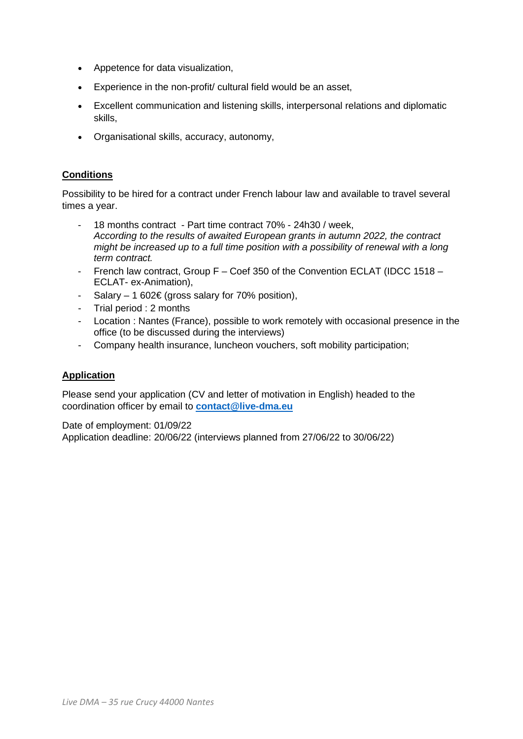- Appetence for data visualization,
- Experience in the non-profit/ cultural field would be an asset,
- Excellent communication and listening skills, interpersonal relations and diplomatic skills,
- Organisational skills, accuracy, autonomy,

## Conditions

Possibility to be hired for a contract under French labour law and available to travel several times a year.

- 18 months contract - Part time contract 70% - 24h30 / week,
  *According to the results of awaited European grants in autumn 2022, the contract might be increased up to a full time position with a possibility of renewal with a long term contract.*
- French law contract, Group F – Coef 350 of the Convention ECLAT (IDCC 1518 – ECLAT- ex-Animation),
- Salary – 1 602€ (gross salary for 70% position),
- Trial period : 2 months
- Location : Nantes (France), possible to work remotely with occasional presence in the office (to be discussed during the interviews)
- Company health insurance, luncheon vouchers, soft mobility participation;

## Application

Please send your application (CV and letter of motivation in English) headed to the coordination officer by email to **contact@live-dma.eu**

Date of employment: 01/09/22
Application deadline: 20/06/22 (interviews planned from 27/06/22 to 30/06/22)